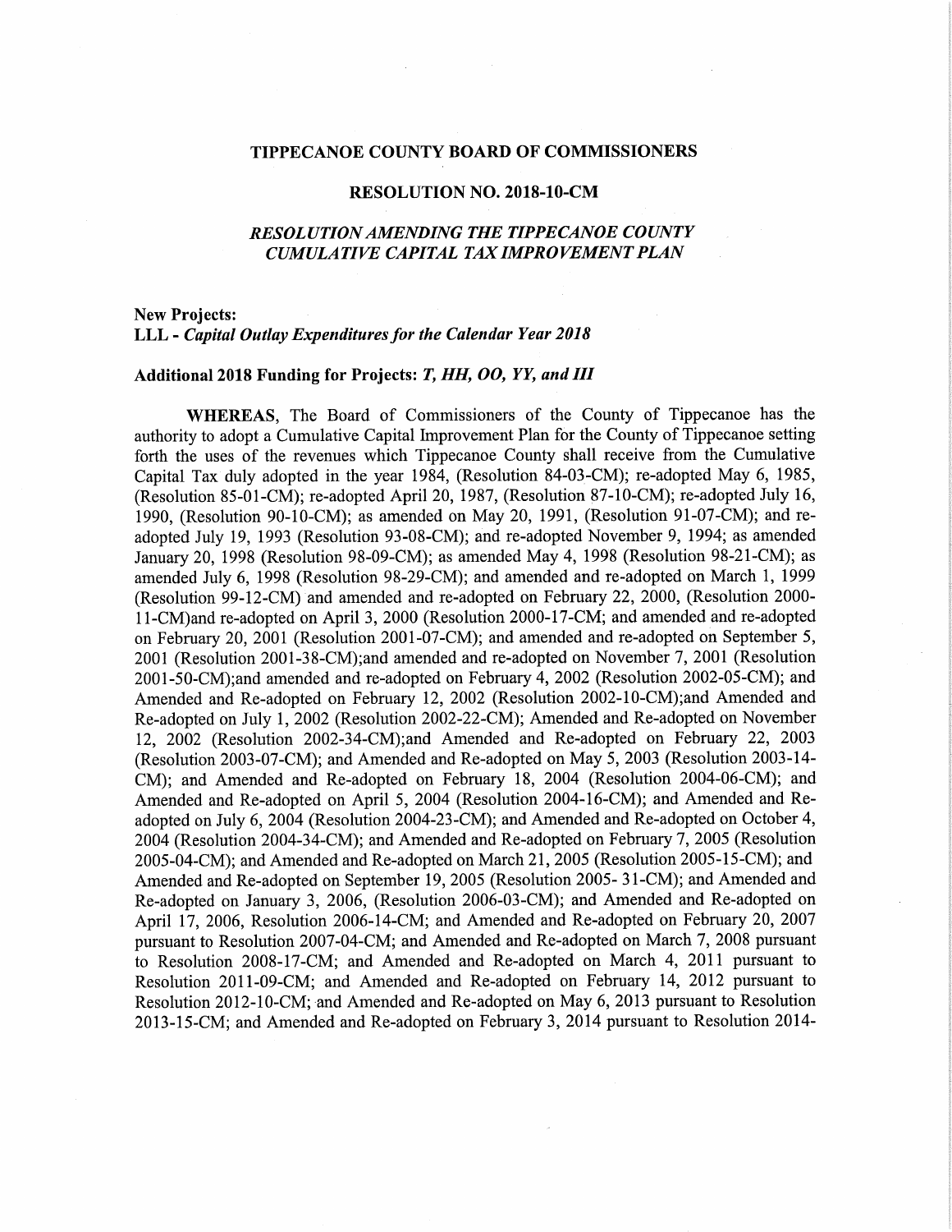# TIPPECANOE COUNTY BOARD OF COMMISSIONERS

## RESOLUTION NO. 2018-10-CM

### *RESOLUTION AMENDING THE TIPPECANOE COUNTY CUMULATIVE CAPITAL TAX IMPROVEMENT PLAN*

**New Projects:**
**LLL -** ***Capital Outlay Expenditures for the Calendar Year 2018***

**Additional 2018 Funding for Projects:** ***T, HH, OO, YY, and III***

**WHEREAS**, The Board of Commissioners of the County of Tippecanoe has the authority to adopt a Cumulative Capital Improvement Plan for the County of Tippecanoe setting forth the uses of the revenues which Tippecanoe County shall receive from the Cumulative Capital Tax duly adopted in the year 1984, (Resolution 84-03-CM); re-adopted May 6, 1985, (Resolution 85-01-CM); re-adopted April 20, 1987, (Resolution 87-10-CM); re-adopted July 16, 1990, (Resolution 90-10-CM); as amended on May 20, 1991, (Resolution 91-07-CM); and re-adopted July 19, 1993 (Resolution 93-08-CM); and re-adopted November 9, 1994; as amended January 20, 1998 (Resolution 98-09-CM); as amended May 4, 1998 (Resolution 98-21-CM); as amended July 6, 1998 (Resolution 98-29-CM); and amended and re-adopted on March 1, 1999 (Resolution 99-12-CM) and amended and re-adopted on February 22, 2000, (Resolution 2000-11-CM)and re-adopted on April 3, 2000 (Resolution 2000-17-CM; and amended and re-adopted on February 20, 2001 (Resolution 2001-07-CM); and amended and re-adopted on September 5, 2001 (Resolution 2001-38-CM);and amended and re-adopted on November 7, 2001 (Resolution 2001-50-CM);and amended and re-adopted on February 4, 2002 (Resolution 2002-05-CM); and Amended and Re-adopted on February 12, 2002 (Resolution 2002-10-CM);and Amended and Re-adopted on July 1, 2002 (Resolution 2002-22-CM); Amended and Re-adopted on November 12, 2002 (Resolution 2002-34-CM);and Amended and Re-adopted on February 22, 2003 (Resolution 2003-07-CM); and Amended and Re-adopted on May 5, 2003 (Resolution 2003-14-CM); and Amended and Re-adopted on February 18, 2004 (Resolution 2004-06-CM); and Amended and Re-adopted on April 5, 2004 (Resolution 2004-16-CM); and Amended and Re-adopted on July 6, 2004 (Resolution 2004-23-CM); and Amended and Re-adopted on October 4, 2004 (Resolution 2004-34-CM); and Amended and Re-adopted on February 7, 2005 (Resolution 2005-04-CM); and Amended and Re-adopted on March 21, 2005 (Resolution 2005-15-CM); and Amended and Re-adopted on September 19, 2005 (Resolution 2005- 31-CM); and Amended and Re-adopted on January 3, 2006, (Resolution 2006-03-CM); and Amended and Re-adopted on April 17, 2006, Resolution 2006-14-CM; and Amended and Re-adopted on February 20, 2007 pursuant to Resolution 2007-04-CM; and Amended and Re-adopted on March 7, 2008 pursuant to Resolution 2008-17-CM; and Amended and Re-adopted on March 4, 2011 pursuant to Resolution 2011-09-CM; and Amended and Re-adopted on February 14, 2012 pursuant to Resolution 2012-10-CM; and Amended and Re-adopted on May 6, 2013 pursuant to Resolution 2013-15-CM; and Amended and Re-adopted on February 3, 2014 pursuant to Resolution 2014-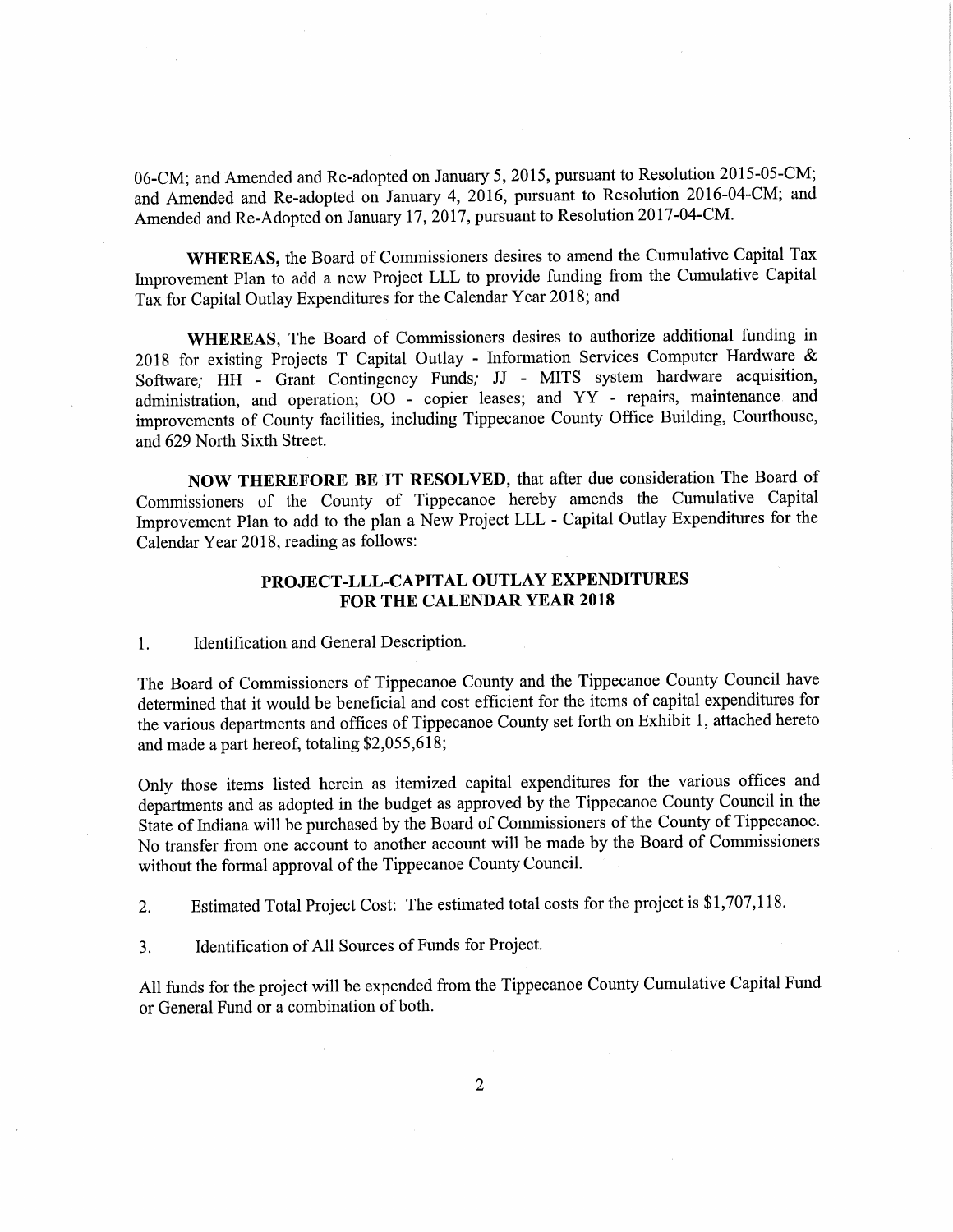06-CM; and Amended and Re-adopted on January 5, 2015, pursuant to Resolution 2015-05-CM; and Amended and Re-adopted on January 4, 2016, pursuant to Resolution 2016-04-CM; and Amended and Re-Adopted on January 17, 2017, pursuant to Resolution 2017-04-CM.

**WHEREAS,** the Board of Commissioners desires to amend the Cumulative Capital Tax Improvement Plan to add a new Project LLL to provide funding from the Cumulative Capital Tax for Capital Outlay Expenditures for the Calendar Year 2018; and

**WHEREAS**, The Board of Commissioners desires to authorize additional funding in 2018 for existing Projects T Capital Outlay - Information Services Computer Hardware & Software; HH - Grant Contingency Funds; JJ - MITS system hardware acquisition, administration, and operation; OO - copier leases; and YY - repairs, maintenance and improvements of County facilities, including Tippecanoe County Office Building, Courthouse, and 629 North Sixth Street.

**NOW THEREFORE BE IT RESOLVED**, that after due consideration The Board of Commissioners of the County of Tippecanoe hereby amends the Cumulative Capital Improvement Plan to add to the plan a New Project LLL - Capital Outlay Expenditures for the Calendar Year 2018, reading as follows:

## PROJECT-LLL-CAPITAL OUTLAY EXPENDITURES FOR THE CALENDAR YEAR 2018

1. Identification and General Description.

The Board of Commissioners of Tippecanoe County and the Tippecanoe County Council have determined that it would be beneficial and cost efficient for the items of capital expenditures for the various departments and offices of Tippecanoe County set forth on Exhibit 1, attached hereto and made a part hereof, totaling $2,055,618;

Only those items listed herein as itemized capital expenditures for the various offices and departments and as adopted in the budget as approved by the Tippecanoe County Council in the State of Indiana will be purchased by the Board of Commissioners of the County of Tippecanoe. No transfer from one account to another account will be made by the Board of Commissioners without the formal approval of the Tippecanoe County Council.

2. Estimated Total Project Cost: The estimated total costs for the project is $1,707,118.

3. Identification of All Sources of Funds for Project.

All funds for the project will be expended from the Tippecanoe County Cumulative Capital Fund or General Fund or a combination of both.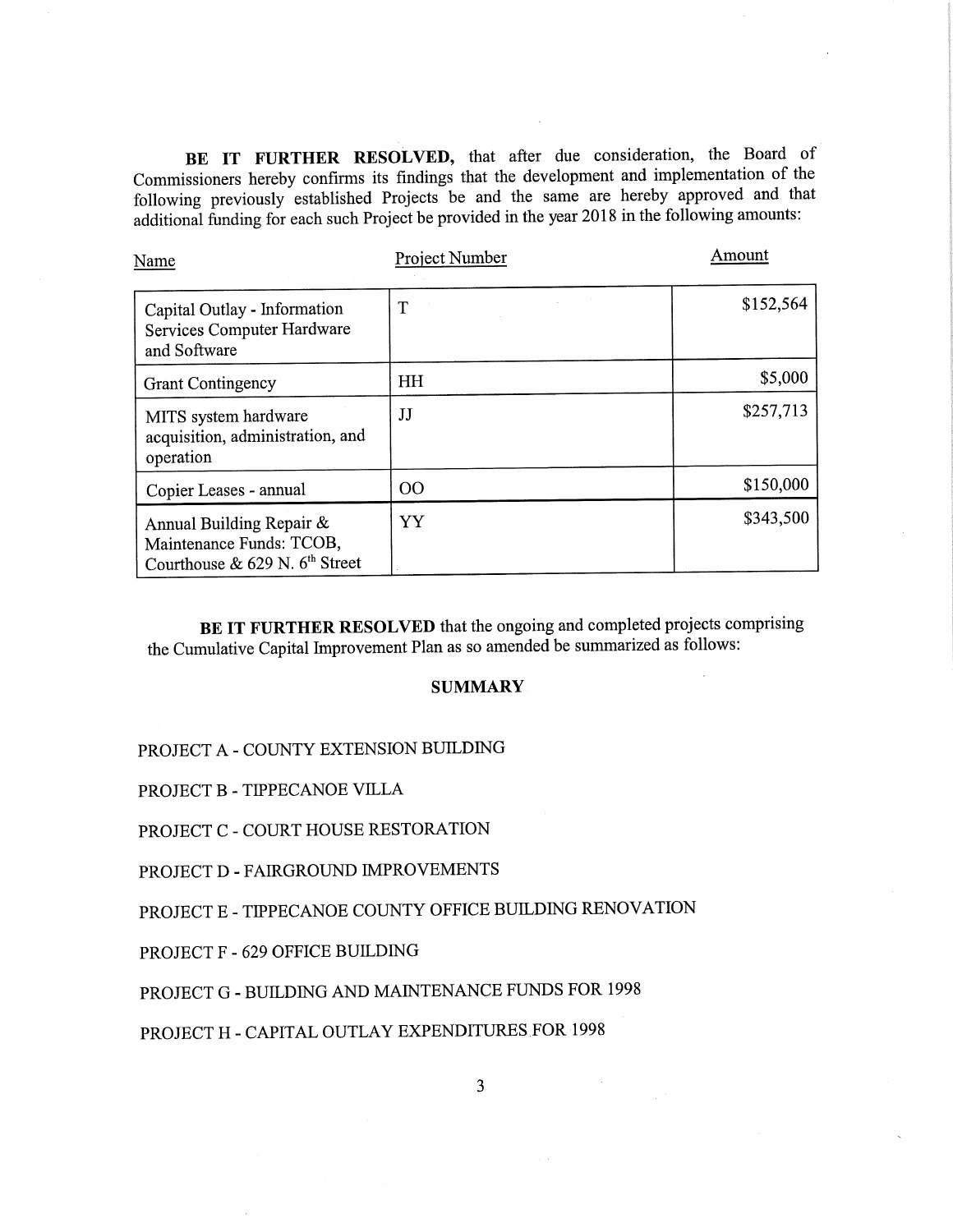**BE IT FURTHER RESOLVED,** that after due consideration, the Board of Commissioners hereby confirms its findings that the development and implementation of the following previously established Projects be and the same are hereby approved and that additional funding for each such Project be provided in the year 2018 in the following amounts:

| Name | Project Number | Amount |
|---|---|---|
| Capital Outlay - Information Services Computer Hardware and Software | T | $152,564 |
| Grant Contingency | HH | $5,000 |
| MITS system hardware acquisition, administration, and operation | JJ | $257,713 |
| Copier Leases - annual | OO | $150,000 |
| Annual Building Repair & Maintenance Funds: TCOB, Courthouse & 629 N. 6th Street | YY | $343,500 |

**BE IT FURTHER RESOLVED** that the ongoing and completed projects comprising the Cumulative Capital Improvement Plan as so amended be summarized as follows:

**SUMMARY**

PROJECT A - COUNTY EXTENSION BUILDING

PROJECT B - TIPPECANOE VILLA

PROJECT C - COURT HOUSE RESTORATION

PROJECT D - FAIRGROUND IMPROVEMENTS

PROJECT E - TIPPECANOE COUNTY OFFICE BUILDING RENOVATION

PROJECT F - 629 OFFICE BUILDING

PROJECT G - BUILDING AND MAINTENANCE FUNDS FOR 1998

PROJECT H - CAPITAL OUTLAY EXPENDITURES FOR 1998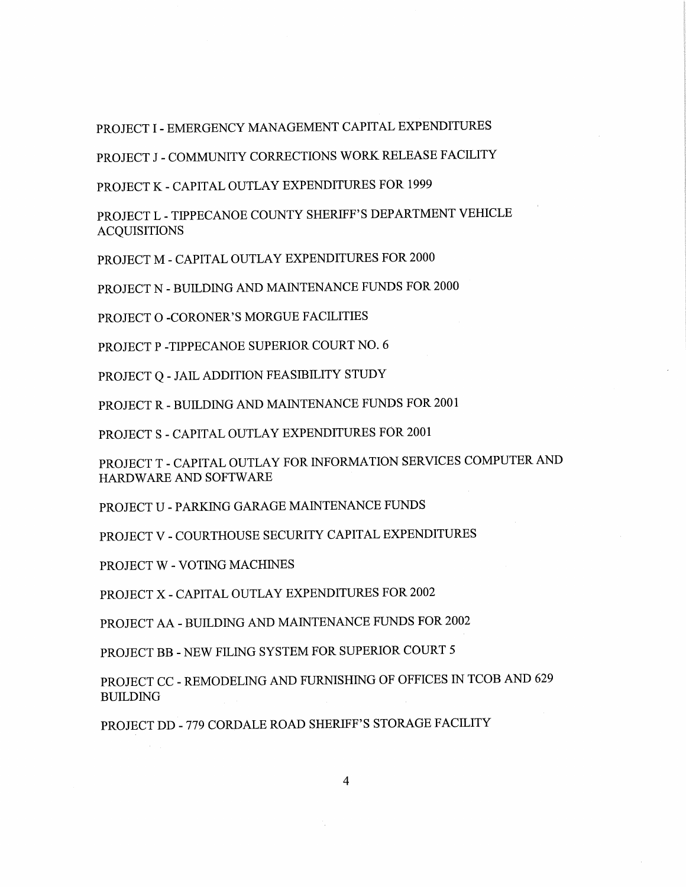PROJECT I - EMERGENCY MANAGEMENT CAPITAL EXPENDITURES

PROJECT J - COMMUNITY CORRECTIONS WORK RELEASE FACILITY

PROJECT K - CAPITAL OUTLAY EXPENDITURES FOR 1999

PROJECT L - TIPPECANOE COUNTY SHERIFF'S DEPARTMENT VEHICLE ACQUISITIONS

PROJECT M - CAPITAL OUTLAY EXPENDITURES FOR 2000

PROJECT N - BUILDING AND MAINTENANCE FUNDS FOR 2000

PROJECT O -CORONER'S MORGUE FACILITIES

PROJECT P -TIPPECANOE SUPERIOR COURT NO. 6

PROJECT Q - JAIL ADDITION FEASIBILITY STUDY

PROJECT R - BUILDING AND MAINTENANCE FUNDS FOR 2001

PROJECT S - CAPITAL OUTLAY EXPENDITURES FOR 2001

PROJECT T - CAPITAL OUTLAY FOR INFORMATION SERVICES COMPUTER AND HARDWARE AND SOFTWARE

PROJECT U - PARKING GARAGE MAINTENANCE FUNDS

PROJECT V - COURTHOUSE SECURITY CAPITAL EXPENDITURES

PROJECT W - VOTING MACHINES

PROJECT X - CAPITAL OUTLAY EXPENDITURES FOR 2002

PROJECT AA - BUILDING AND MAINTENANCE FUNDS FOR 2002

PROJECT BB - NEW FILING SYSTEM FOR SUPERIOR COURT 5

PROJECT CC - REMODELING AND FURNISHING OF OFFICES IN TCOB AND 629 BUILDING

PROJECT DD - 779 CORDALE ROAD SHERIFF'S STORAGE FACILITY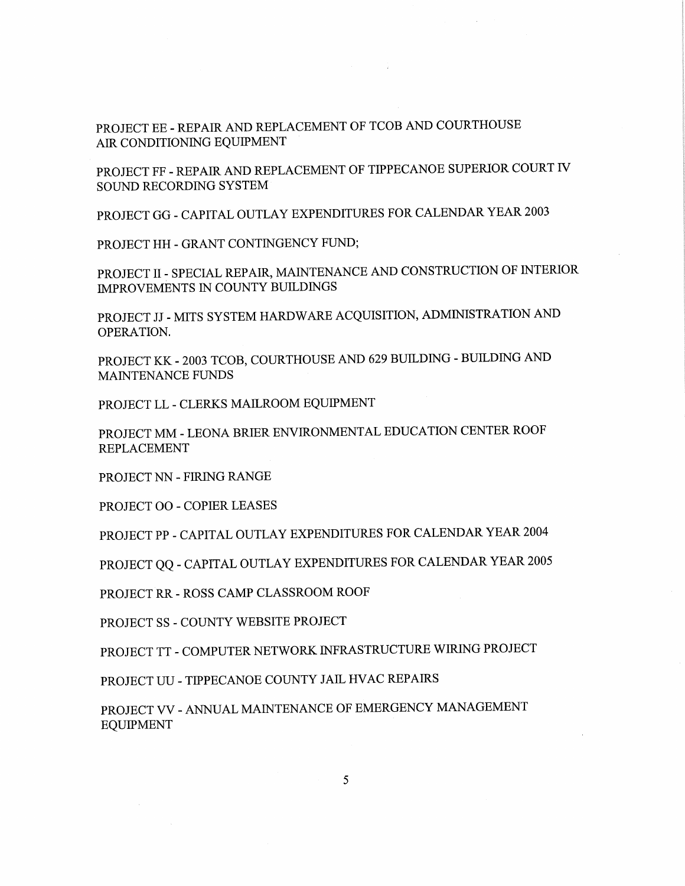PROJECT EE - REPAIR AND REPLACEMENT OF TCOB AND COURTHOUSE AIR CONDITIONING EQUIPMENT

PROJECT FF - REPAIR AND REPLACEMENT OF TIPPECANOE SUPERIOR COURT IV SOUND RECORDING SYSTEM

PROJECT GG - CAPITAL OUTLAY EXPENDITURES FOR CALENDAR YEAR 2003

PROJECT HH - GRANT CONTINGENCY FUND;

PROJECT II - SPECIAL REPAIR, MAINTENANCE AND CONSTRUCTION OF INTERIOR IMPROVEMENTS IN COUNTY BUILDINGS

PROJECT JJ - MITS SYSTEM HARDWARE ACQUISITION, ADMINISTRATION AND OPERATION.

PROJECT KK - 2003 TCOB, COURTHOUSE AND 629 BUILDING - BUILDING AND MAINTENANCE FUNDS

PROJECT LL - CLERKS MAILROOM EQUIPMENT

PROJECT MM - LEONA BRIER ENVIRONMENTAL EDUCATION CENTER ROOF REPLACEMENT

PROJECT NN - FIRING RANGE

PROJECT OO - COPIER LEASES

PROJECT PP - CAPITAL OUTLAY EXPENDITURES FOR CALENDAR YEAR 2004

PROJECT QQ - CAPITAL OUTLAY EXPENDITURES FOR CALENDAR YEAR 2005

PROJECT RR - ROSS CAMP CLASSROOM ROOF

PROJECT SS - COUNTY WEBSITE PROJECT

PROJECT TT - COMPUTER NETWORK INFRASTRUCTURE WIRING PROJECT

PROJECT UU - TIPPECANOE COUNTY JAIL HVAC REPAIRS

PROJECT VV - ANNUAL MAINTENANCE OF EMERGENCY MANAGEMENT EQUIPMENT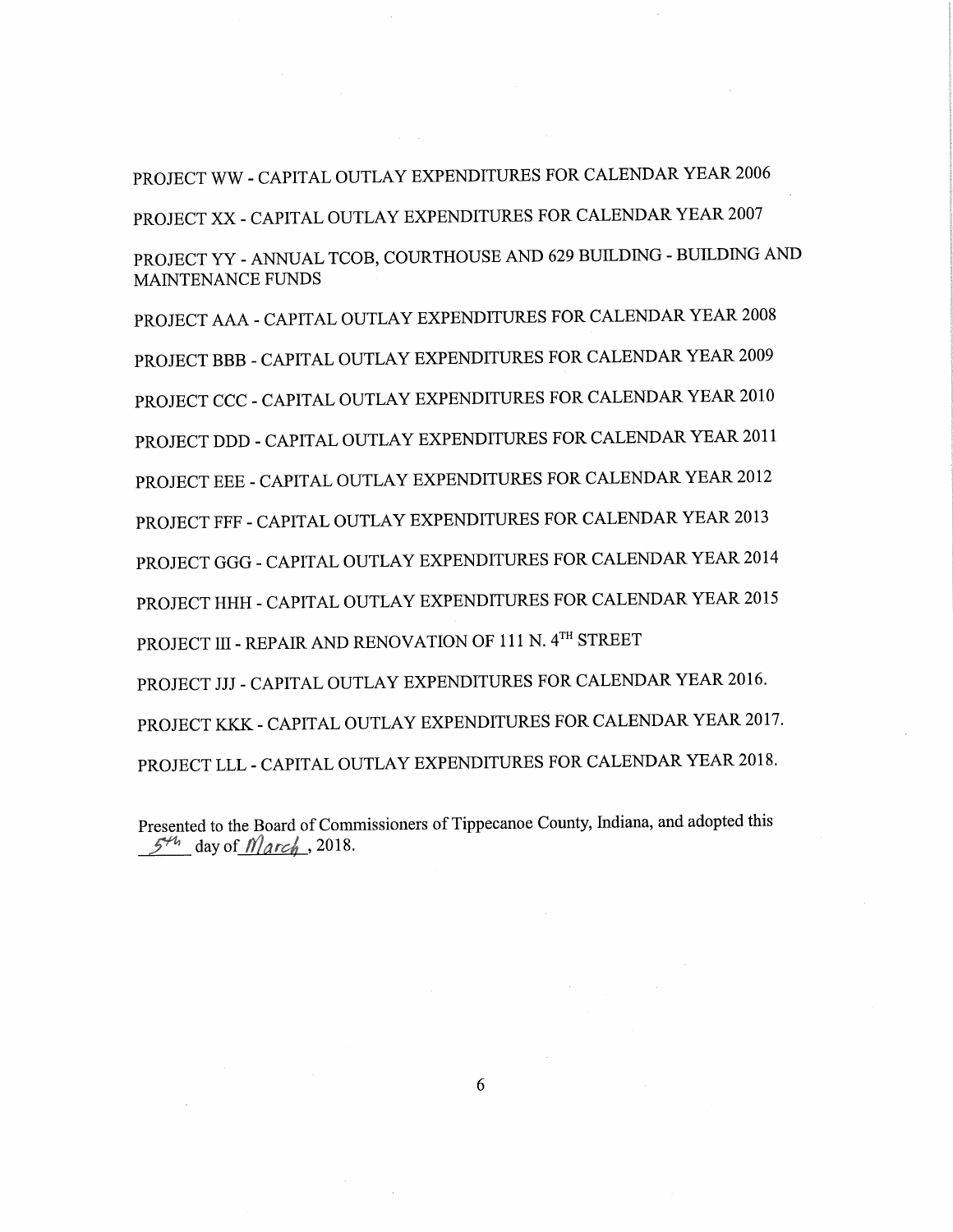PROJECT WW - CAPITAL OUTLAY EXPENDITURES FOR CALENDAR YEAR 2006

PROJECT XX - CAPITAL OUTLAY EXPENDITURES FOR CALENDAR YEAR 2007

PROJECT YY - ANNUAL TCOB, COURTHOUSE AND 629 BUILDING - BUILDING AND MAINTENANCE FUNDS

PROJECT AAA - CAPITAL OUTLAY EXPENDITURES FOR CALENDAR YEAR 2008

PROJECT BBB - CAPITAL OUTLAY EXPENDITURES FOR CALENDAR YEAR 2009

PROJECT CCC - CAPITAL OUTLAY EXPENDITURES FOR CALENDAR YEAR 2010

PROJECT DDD - CAPITAL OUTLAY EXPENDITURES FOR CALENDAR YEAR 2011

PROJECT EEE - CAPITAL OUTLAY EXPENDITURES FOR CALENDAR YEAR 2012

PROJECT FFF - CAPITAL OUTLAY EXPENDITURES FOR CALENDAR YEAR 2013

PROJECT GGG - CAPITAL OUTLAY EXPENDITURES FOR CALENDAR YEAR 2014

PROJECT HHH - CAPITAL OUTLAY EXPENDITURES FOR CALENDAR YEAR 2015

PROJECT III - REPAIR AND RENOVATION OF 111 N. 4TH STREET

PROJECT JJJ - CAPITAL OUTLAY EXPENDITURES FOR CALENDAR YEAR 2016.

PROJECT KKK - CAPITAL OUTLAY EXPENDITURES FOR CALENDAR YEAR 2017.

PROJECT LLL - CAPITAL OUTLAY EXPENDITURES FOR CALENDAR YEAR 2018.

Presented to the Board of Commissioners of Tippecanoe County, Indiana, and adopted this _5th_ day of _March_, 2018.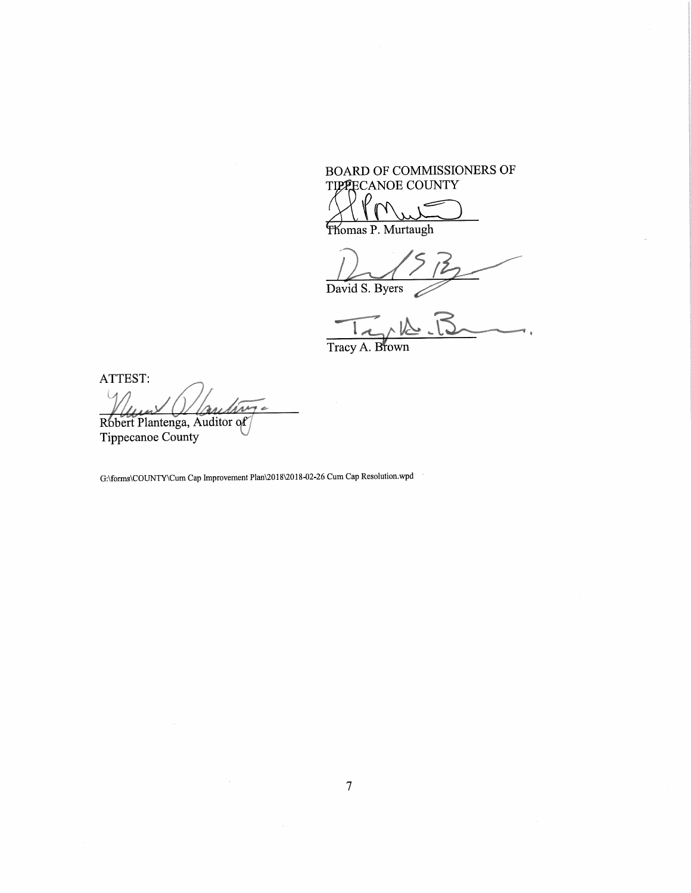BOARD OF COMMISSIONERS OF TIPPECANOE COUNTY

\_\_\_\_\_\_\_\_\_\_\_\_\_\_\_\_\_\_\_\_\_\_\_\_\_\_\_\_
Thomas P. Murtaugh

\_\_\_\_\_\_\_\_\_\_\_\_\_\_\_\_\_\_\_\_\_\_\_\_\_\_\_\_
David S. Byers

\_\_\_\_\_\_\_\_\_\_\_\_\_\_\_\_\_\_\_\_\_\_\_\_\_\_\_\_
Tracy A. Brown

ATTEST:

\_\_\_\_\_\_\_\_\_\_\_\_\_\_\_\_\_\_\_\_\_\_\_\_\_\_\_\_
Robert Plantenga, Auditor of
Tippecanoe County

G:\forms\COUNTY\Cum Cap Improvement Plan\2018\2018-02-26 Cum Cap Resolution.wpd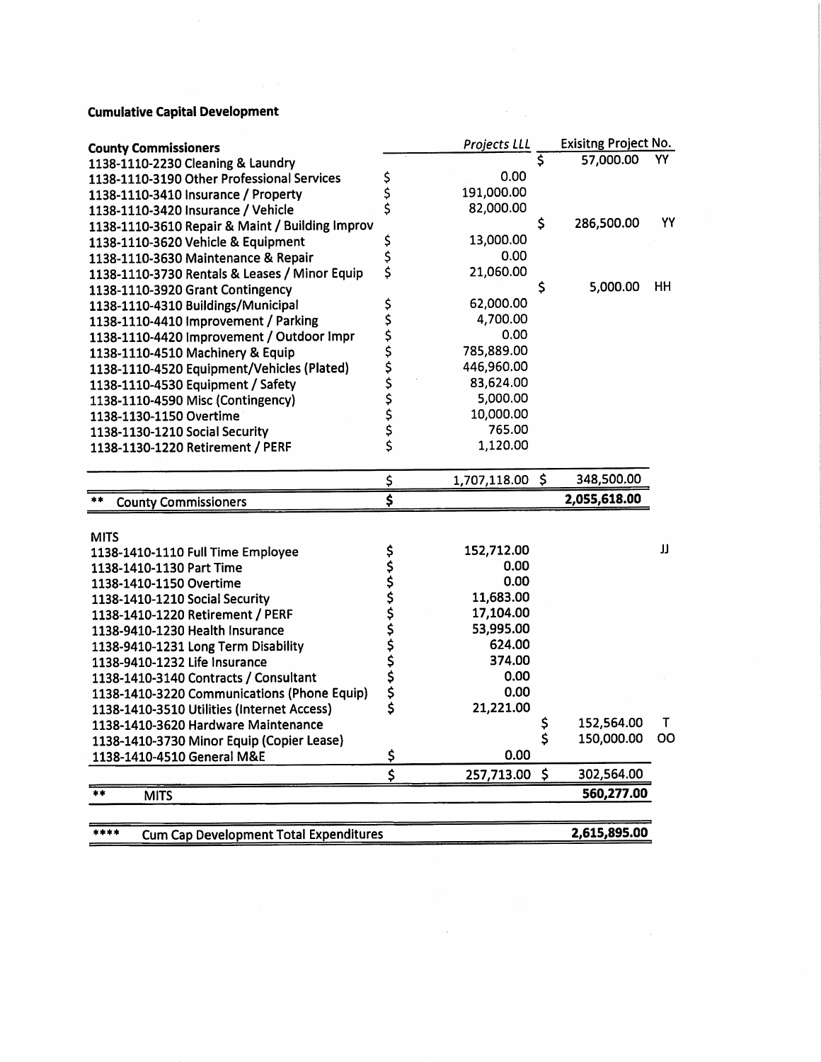**Cumulative Capital Development**

| County Commissioners | | *Projects LLL* | | Exisitng Project No. | |
|---|---|---|---|---|---|
| 1138-1110-2230 Cleaning & Laundry | | | $ | 57,000.00 | YY |
| 1138-1110-3190 Other Professional Services | $ | 0.00 | | | |
| 1138-1110-3410 Insurance / Property | $ | 191,000.00 | | | |
| 1138-1110-3420 Insurance / Vehicle | $ | 82,000.00 | | | |
| 1138-1110-3610 Repair & Maint / Building Improv | | | $ | 286,500.00 | YY |
| 1138-1110-3620 Vehicle & Equipment | $ | 13,000.00 | | | |
| 1138-1110-3630 Maintenance & Repair | $ | 0.00 | | | |
| 1138-1110-3730 Rentals & Leases / Minor Equip | $ | 21,060.00 | | | |
| 1138-1110-3920 Grant Contingency | | | $ | 5,000.00 | HH |
| 1138-1110-4310 Buildings/Municipal | $ | 62,000.00 | | | |
| 1138-1110-4410 Improvement / Parking | $ | 4,700.00 | | | |
| 1138-1110-4420 Improvement / Outdoor Impr | $ | 0.00 | | | |
| 1138-1110-4510 Machinery & Equip | $ | 785,889.00 | | | |
| 1138-1110-4520 Equipment/Vehicles (Plated) | $ | 446,960.00 | | | |
| 1138-1110-4530 Equipment / Safety | $ | 83,624.00 | | | |
| 1138-1110-4590 Misc (Contingency) | $ | 5,000.00 | | | |
| 1138-1130-1150 Overtime | $ | 10,000.00 | | | |
| 1138-1130-1210 Social Security | $ | 765.00 | | | |
| 1138-1130-1220 Retirement / PERF | $ | 1,120.00 | | | |
| | $ | 1,707,118.00 | $ | 348,500.00 | |
| ** County Commissioners | $ | | | 2,055,618.00 | |
| | | | | | |
| MITS | | | | | |
| 1138-1410-1110 Full Time Employee | $ | 152,712.00 | | | JJ |
| 1138-1410-1130 Part Time | $ | 0.00 | | | |
| 1138-1410-1150 Overtime | $ | 0.00 | | | |
| 1138-1410-1210 Social Security | $ | 11,683.00 | | | |
| 1138-1410-1220 Retirement / PERF | $ | 17,104.00 | | | |
| 1138-9410-1230 Health Insurance | $ | 53,995.00 | | | |
| 1138-9410-1231 Long Term Disability | $ | 624.00 | | | |
| 1138-9410-1232 Life Insurance | $ | 374.00 | | | |
| 1138-1410-3140 Contracts / Consultant | $ | 0.00 | | | |
| 1138-1410-3220 Communications (Phone Equip) | $ | 0.00 | | | |
| 1138-1410-3510 Utilities (Internet Access) | $ | 21,221.00 | | | |
| 1138-1410-3620 Hardware Maintenance | | | $ | 152,564.00 | T |
| 1138-1410-3730 Minor Equip (Copier Lease) | | | $ | 150,000.00 | OO |
| 1138-1410-4510 General M&E | $ | 0.00 | | | |
| | $ | 257,713.00 | $ | 302,564.00 | |
| ** MITS | | | | 560,277.00 | |
| | | | | | |
| **** Cum Cap Development Total Expenditures | | | | 2,615,895.00 | |